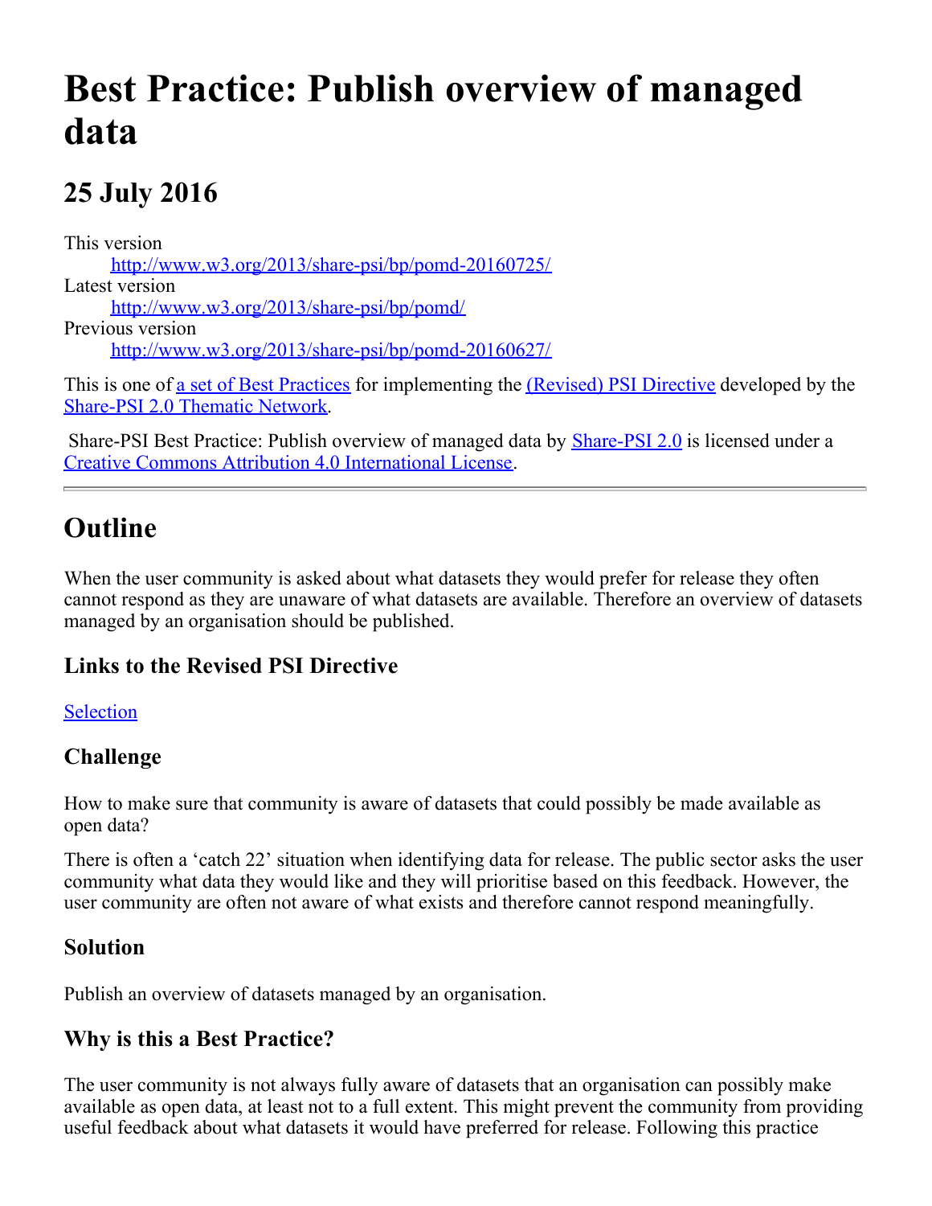# Best Practice: Publish overview of managed data

## 25 July 2016

This version
    [http://www.w3.org/2013/share-psi/bp/pomd-20160725/](http://www.w3.org/2013/share-psi/bp/pomd-20160725/)
Latest version
    [http://www.w3.org/2013/share-psi/bp/pomd/](http://www.w3.org/2013/share-psi/bp/pomd/)
Previous version
    [http://www.w3.org/2013/share-psi/bp/pomd-20160627/](http://www.w3.org/2013/share-psi/bp/pomd-20160627/)

This is one of a set of Best Practices for implementing the (Revised) PSI Directive developed by the Share-PSI 2.0 Thematic Network.

Share-PSI Best Practice: Publish overview of managed data by Share-PSI 2.0 is licensed under a Creative Commons Attribution 4.0 International License.

---

## Outline

When the user community is asked about what datasets they would prefer for release they often cannot respond as they are unaware of what datasets are available. Therefore an overview of datasets managed by an organisation should be published.

### Links to the Revised PSI Directive

Selection

### Challenge

How to make sure that community is aware of datasets that could possibly be made available as open data?

There is often a 'catch 22' situation when identifying data for release. The public sector asks the user community what data they would like and they will prioritise based on this feedback. However, the user community are often not aware of what exists and therefore cannot respond meaningfully.

### Solution

Publish an overview of datasets managed by an organisation.

### Why is this a Best Practice?

The user community is not always fully aware of datasets that an organisation can possibly make available as open data, at least not to a full extent. This might prevent the community from providing useful feedback about what datasets it would have preferred for release. Following this practice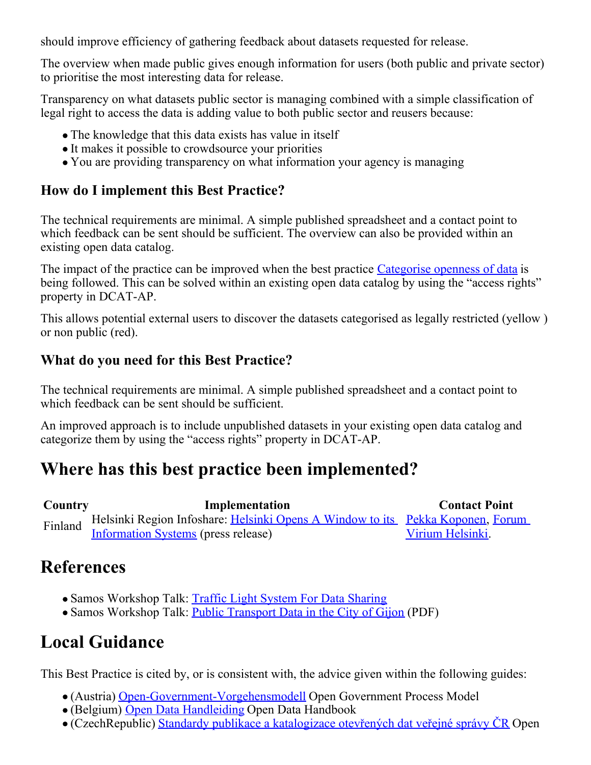should improve efficiency of gathering feedback about datasets requested for release.

The overview when made public gives enough information for users (both public and private sector) to prioritise the most interesting data for release.

Transparency on what datasets public sector is managing combined with a simple classification of legal right to access the data is adding value to both public sector and reusers because:

- The knowledge that this data exists has value in itself
- It makes it possible to crowdsource your priorities
- You are providing transparency on what information your agency is managing

### How do I implement this Best Practice?

The technical requirements are minimal. A simple published spreadsheet and a contact point to which feedback can be sent should be sufficient. The overview can also be provided within an existing open data catalog.

The impact of the practice can be improved when the best practice Categorise openness of data is being followed. This can be solved within an existing open data catalog by using the "access rights" property in DCAT-AP.

This allows potential external users to discover the datasets categorised as legally restricted (yellow ) or non public (red).

### What do you need for this Best Practice?

The technical requirements are minimal. A simple published spreadsheet and a contact point to which feedback can be sent should be sufficient.

An improved approach is to include unpublished datasets in your existing open data catalog and categorize them by using the "access rights" property in DCAT-AP.

## Where has this best practice been implemented?

| Country | Implementation | Contact Point |
|---|---|---|
| Finland | Helsinki Region Infoshare: Helsinki Opens A Window to its Information Systems (press release) | Pekka Koponen, Forum Virium Helsinki. |

## References

- Samos Workshop Talk: Traffic Light System For Data Sharing
- Samos Workshop Talk: Public Transport Data in the City of Gijon (PDF)

## Local Guidance

This Best Practice is cited by, or is consistent with, the advice given within the following guides:

- (Austria) Open-Government-Vorgehensmodell Open Government Process Model
- (Belgium) Open Data Handleiding Open Data Handbook
- (CzechRepublic) Standardy publikace a katalogizace otevřených dat veřejné správy ČR Open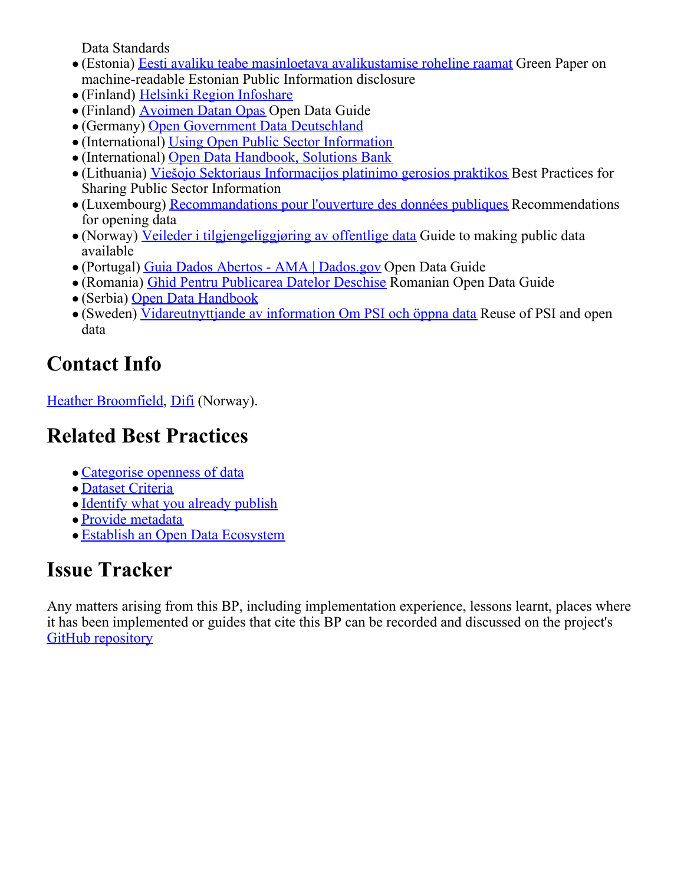Data Standards

- (Estonia) Eesti avaliku teabe masinloetava avalikustamise roheline raamat Green Paper on machine-readable Estonian Public Information disclosure
- (Finland) Helsinki Region Infoshare
- (Finland) Avoimen Datan Opas Open Data Guide
- (Germany) Open Government Data Deutschland
- (International) Using Open Public Sector Information
- (International) Open Data Handbook, Solutions Bank
- (Lithuania) Viešojo Sektoriaus Informacijos platinimo gerosios praktikos Best Practices for Sharing Public Sector Information
- (Luxembourg) Recommandations pour l'ouverture des données publiques Recommendations for opening data
- (Norway) Veileder i tilgjengeliggjøring av offentlige data Guide to making public data available
- (Portugal) Guia Dados Abertos - AMA | Dados.gov Open Data Guide
- (Romania) Ghid Pentru Publicarea Datelor Deschise Romanian Open Data Guide
- (Serbia) Open Data Handbook
- (Sweden) Vidareutnyttjande av information Om PSI och öppna data Reuse of PSI and open data

## Contact Info

Heather Broomfield, Difi (Norway).

## Related Best Practices

- Categorise openness of data
- Dataset Criteria
- Identify what you already publish
- Provide metadata
- Establish an Open Data Ecosystem

## Issue Tracker

Any matters arising from this BP, including implementation experience, lessons learnt, places where it has been implemented or guides that cite this BP can be recorded and discussed on the project's GitHub repository